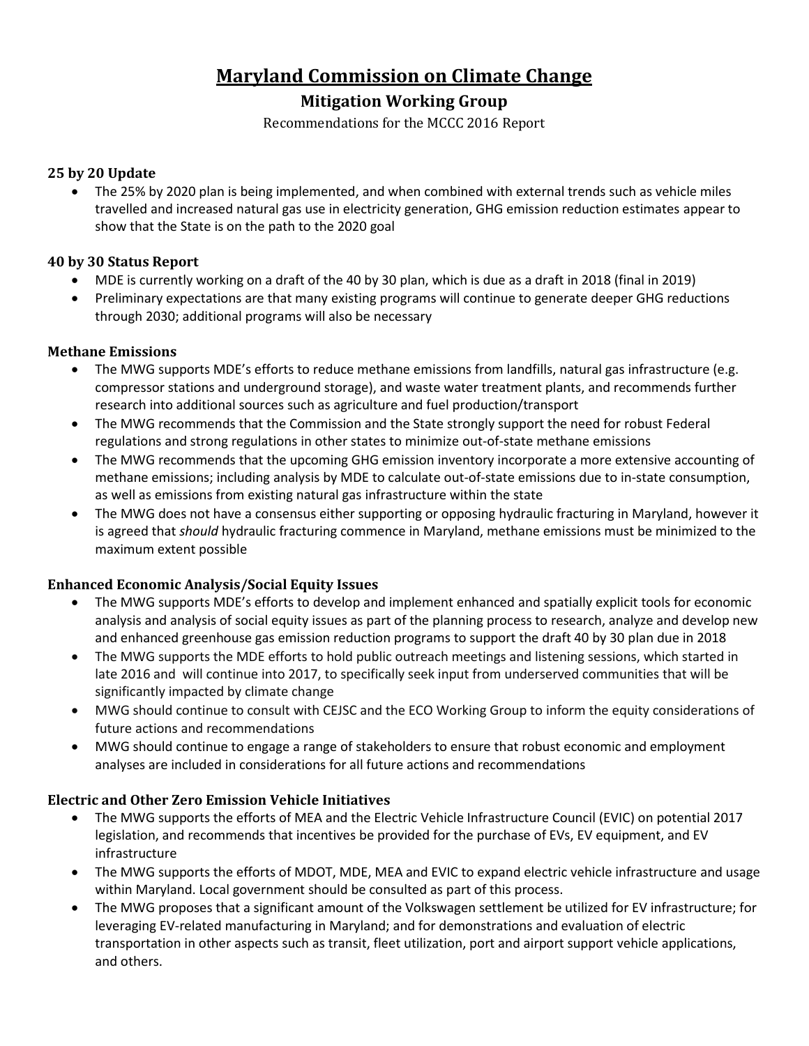# Maryland Commission on Climate Change

## Mitigation Working Group

Recommendations for the MCCC 2016 Report

### 25 by 20 Update

- The 25% by 2020 plan is being implemented, and when combined with external trends such as vehicle miles travelled and increased natural gas use in electricity generation, GHG emission reduction estimates appear to show that the State is on the path to the 2020 goal

### 40 by 30 Status Report

- MDE is currently working on a draft of the 40 by 30 plan, which is due as a draft in 2018 (final in 2019)
- Preliminary expectations are that many existing programs will continue to generate deeper GHG reductions through 2030; additional programs will also be necessary

### Methane Emissions

- The MWG supports MDE's efforts to reduce methane emissions from landfills, natural gas infrastructure (e.g. compressor stations and underground storage), and waste water treatment plants, and recommends further research into additional sources such as agriculture and fuel production/transport
- The MWG recommends that the Commission and the State strongly support the need for robust Federal regulations and strong regulations in other states to minimize out-of-state methane emissions
- The MWG recommends that the upcoming GHG emission inventory incorporate a more extensive accounting of methane emissions; including analysis by MDE to calculate out-of-state emissions due to in-state consumption, as well as emissions from existing natural gas infrastructure within the state
- The MWG does not have a consensus either supporting or opposing hydraulic fracturing in Maryland, however it is agreed that *should* hydraulic fracturing commence in Maryland, methane emissions must be minimized to the maximum extent possible

### Enhanced Economic Analysis/Social Equity Issues

- The MWG supports MDE's efforts to develop and implement enhanced and spatially explicit tools for economic analysis and analysis of social equity issues as part of the planning process to research, analyze and develop new and enhanced greenhouse gas emission reduction programs to support the draft 40 by 30 plan due in 2018
- The MWG supports the MDE efforts to hold public outreach meetings and listening sessions, which started in late 2016 and will continue into 2017, to specifically seek input from underserved communities that will be significantly impacted by climate change
- MWG should continue to consult with CEJSC and the ECO Working Group to inform the equity considerations of future actions and recommendations
- MWG should continue to engage a range of stakeholders to ensure that robust economic and employment analyses are included in considerations for all future actions and recommendations

### Electric and Other Zero Emission Vehicle Initiatives

- The MWG supports the efforts of MEA and the Electric Vehicle Infrastructure Council (EVIC) on potential 2017 legislation, and recommends that incentives be provided for the purchase of EVs, EV equipment, and EV infrastructure
- The MWG supports the efforts of MDOT, MDE, MEA and EVIC to expand electric vehicle infrastructure and usage within Maryland. Local government should be consulted as part of this process.
- The MWG proposes that a significant amount of the Volkswagen settlement be utilized for EV infrastructure; for leveraging EV-related manufacturing in Maryland; and for demonstrations and evaluation of electric transportation in other aspects such as transit, fleet utilization, port and airport support vehicle applications, and others.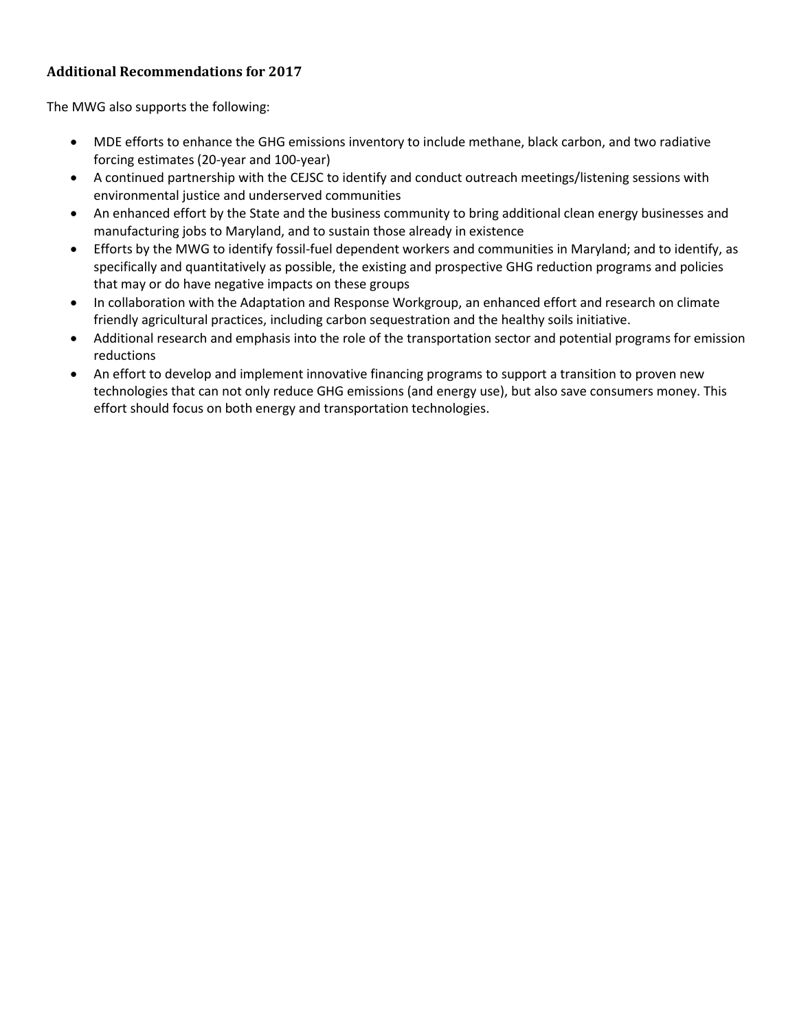### Additional Recommendations for 2017

The MWG also supports the following:

- MDE efforts to enhance the GHG emissions inventory to include methane, black carbon, and two radiative forcing estimates (20-year and 100-year)
- A continued partnership with the CEJSC to identify and conduct outreach meetings/listening sessions with environmental justice and underserved communities
- An enhanced effort by the State and the business community to bring additional clean energy businesses and manufacturing jobs to Maryland, and to sustain those already in existence
- Efforts by the MWG to identify fossil-fuel dependent workers and communities in Maryland; and to identify, as specifically and quantitatively as possible, the existing and prospective GHG reduction programs and policies that may or do have negative impacts on these groups
- In collaboration with the Adaptation and Response Workgroup, an enhanced effort and research on climate friendly agricultural practices, including carbon sequestration and the healthy soils initiative.
- Additional research and emphasis into the role of the transportation sector and potential programs for emission reductions
- An effort to develop and implement innovative financing programs to support a transition to proven new technologies that can not only reduce GHG emissions (and energy use), but also save consumers money. This effort should focus on both energy and transportation technologies.